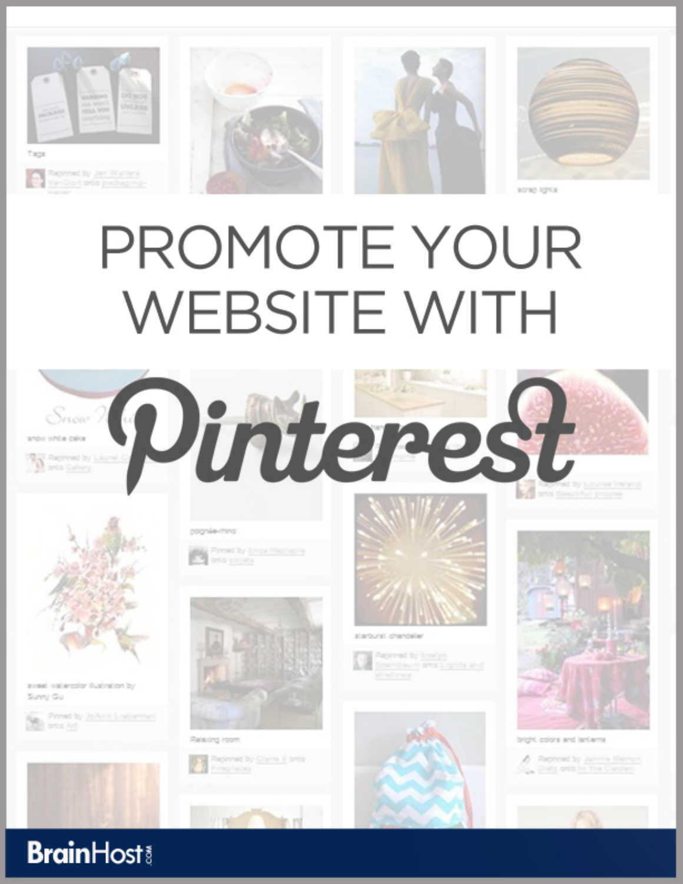# PROMOTE YOUR WEBSITE WITH Pinterest

BrainHost.com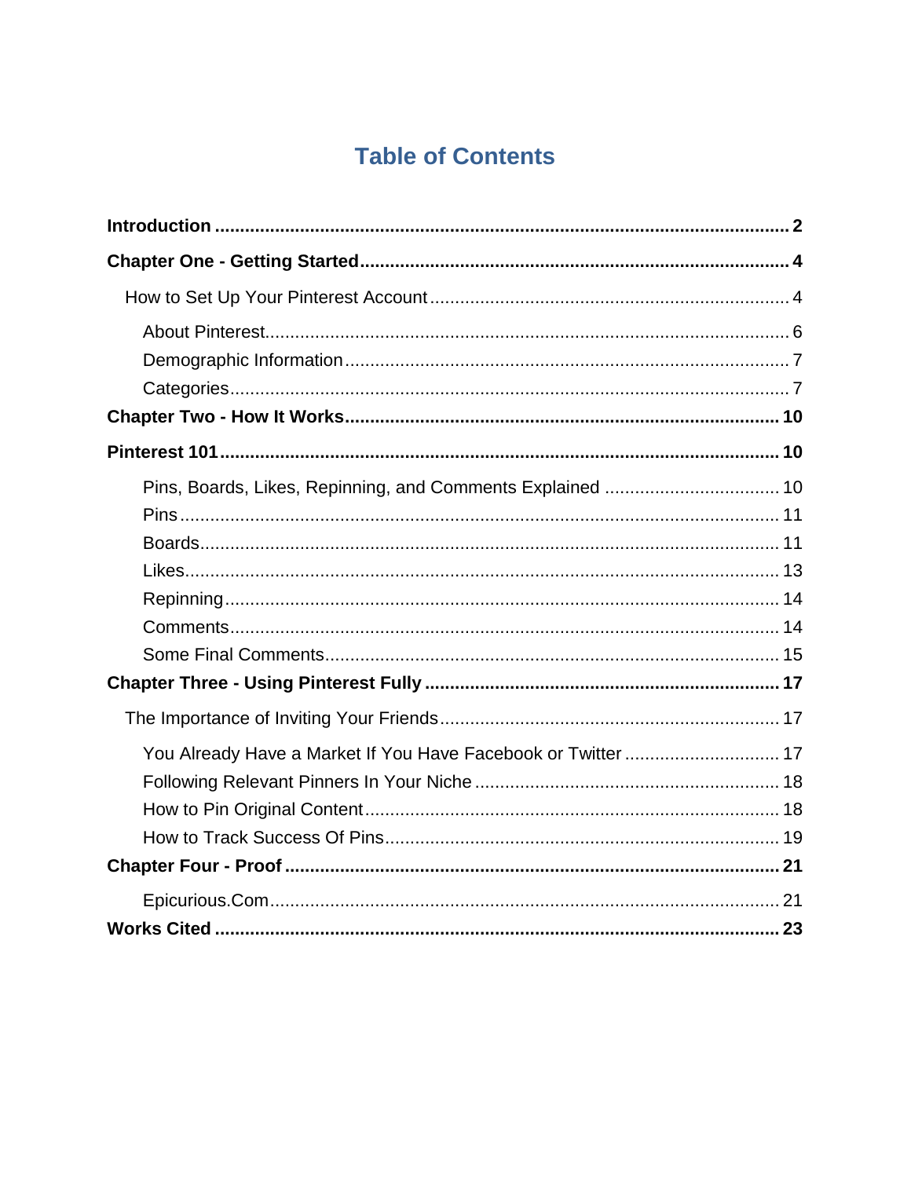# Table of Contents

**Introduction** ..... **2**

**Chapter One - Getting Started** ..... **4**

- How to Set Up Your Pinterest Account ..... 4
  - About Pinterest ..... 6
  - Demographic Information ..... 7
  - Categories ..... 7

**Chapter Two - How It Works** ..... **10**

**Pinterest 101** ..... **10**

- Pins, Boards, Likes, Repinning, and Comments Explained ..... 10
- Pins ..... 11
- Boards ..... 11
- Likes ..... 13
- Repinning ..... 14
- Comments ..... 14
- Some Final Comments ..... 15

**Chapter Three - Using Pinterest Fully** ..... **17**

- The Importance of Inviting Your Friends ..... 17
  - You Already Have a Market If You Have Facebook or Twitter ..... 17
  - Following Relevant Pinners In Your Niche ..... 18
  - How to Pin Original Content ..... 18
  - How to Track Success Of Pins ..... 19

**Chapter Four - Proof** ..... **21**

- Epicurious.Com ..... 21

**Works Cited** ..... **23**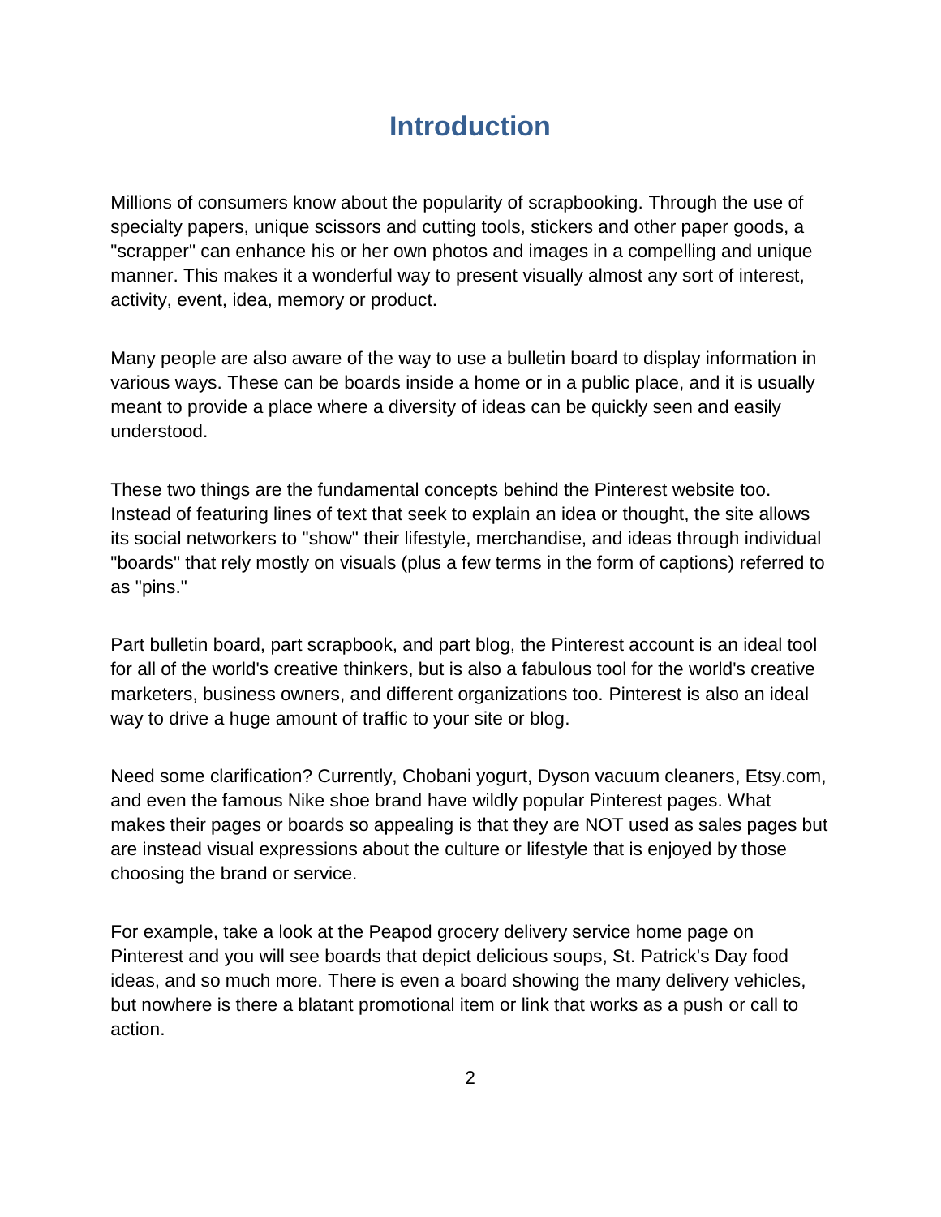# Introduction

Millions of consumers know about the popularity of scrapbooking. Through the use of specialty papers, unique scissors and cutting tools, stickers and other paper goods, a "scrapper" can enhance his or her own photos and images in a compelling and unique manner. This makes it a wonderful way to present visually almost any sort of interest, activity, event, idea, memory or product.

Many people are also aware of the way to use a bulletin board to display information in various ways. These can be boards inside a home or in a public place, and it is usually meant to provide a place where a diversity of ideas can be quickly seen and easily understood.

These two things are the fundamental concepts behind the Pinterest website too. Instead of featuring lines of text that seek to explain an idea or thought, the site allows its social networkers to "show" their lifestyle, merchandise, and ideas through individual "boards" that rely mostly on visuals (plus a few terms in the form of captions) referred to as "pins."

Part bulletin board, part scrapbook, and part blog, the Pinterest account is an ideal tool for all of the world's creative thinkers, but is also a fabulous tool for the world's creative marketers, business owners, and different organizations too. Pinterest is also an ideal way to drive a huge amount of traffic to your site or blog.

Need some clarification? Currently, Chobani yogurt, Dyson vacuum cleaners, Etsy.com, and even the famous Nike shoe brand have wildly popular Pinterest pages. What makes their pages or boards so appealing is that they are NOT used as sales pages but are instead visual expressions about the culture or lifestyle that is enjoyed by those choosing the brand or service.

For example, take a look at the Peapod grocery delivery service home page on Pinterest and you will see boards that depict delicious soups, St. Patrick's Day food ideas, and so much more. There is even a board showing the many delivery vehicles, but nowhere is there a blatant promotional item or link that works as a push or call to action.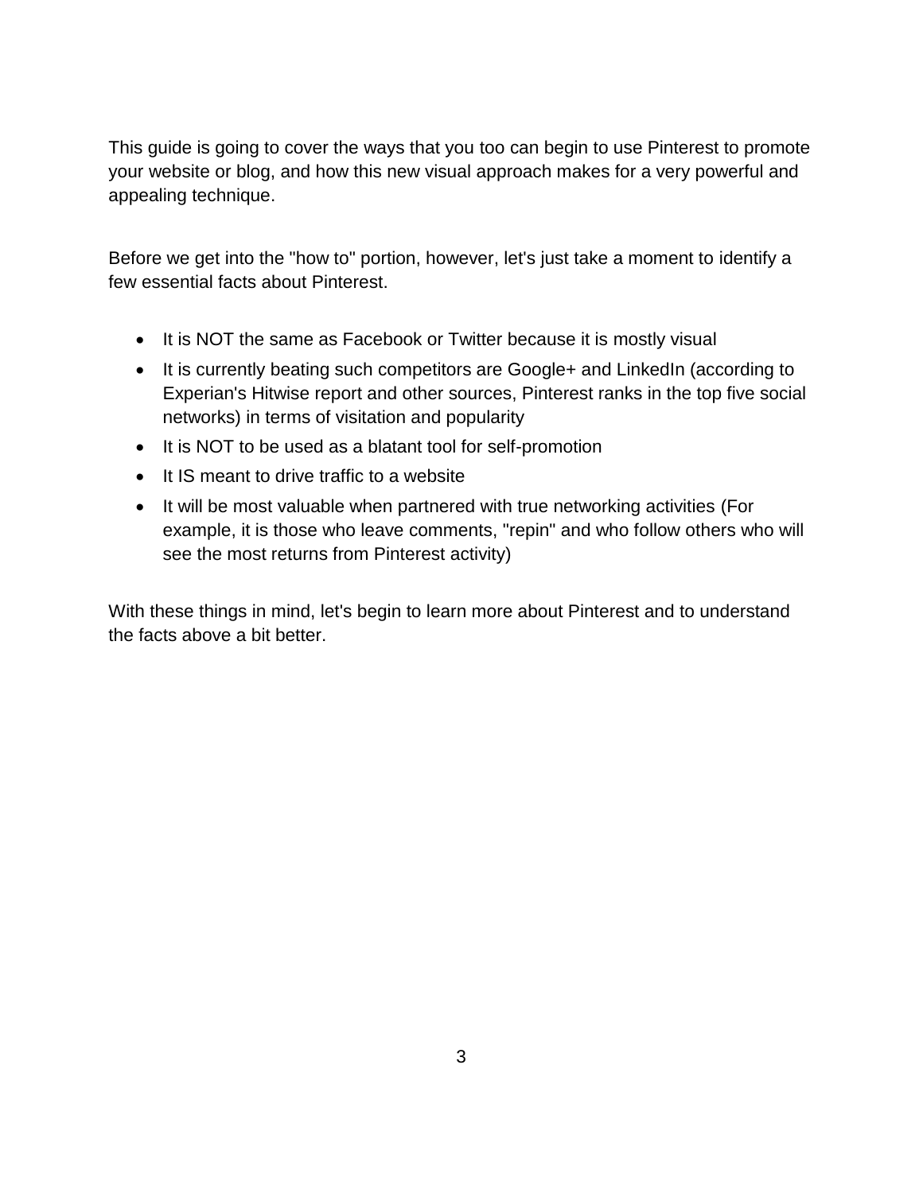This guide is going to cover the ways that you too can begin to use Pinterest to promote your website or blog, and how this new visual approach makes for a very powerful and appealing technique.

Before we get into the "how to" portion, however, let's just take a moment to identify a few essential facts about Pinterest.

- It is NOT the same as Facebook or Twitter because it is mostly visual
- It is currently beating such competitors are Google+ and LinkedIn (according to Experian's Hitwise report and other sources, Pinterest ranks in the top five social networks) in terms of visitation and popularity
- It is NOT to be used as a blatant tool for self-promotion
- It IS meant to drive traffic to a website
- It will be most valuable when partnered with true networking activities (For example, it is those who leave comments, "repin" and who follow others who will see the most returns from Pinterest activity)

With these things in mind, let's begin to learn more about Pinterest and to understand the facts above a bit better.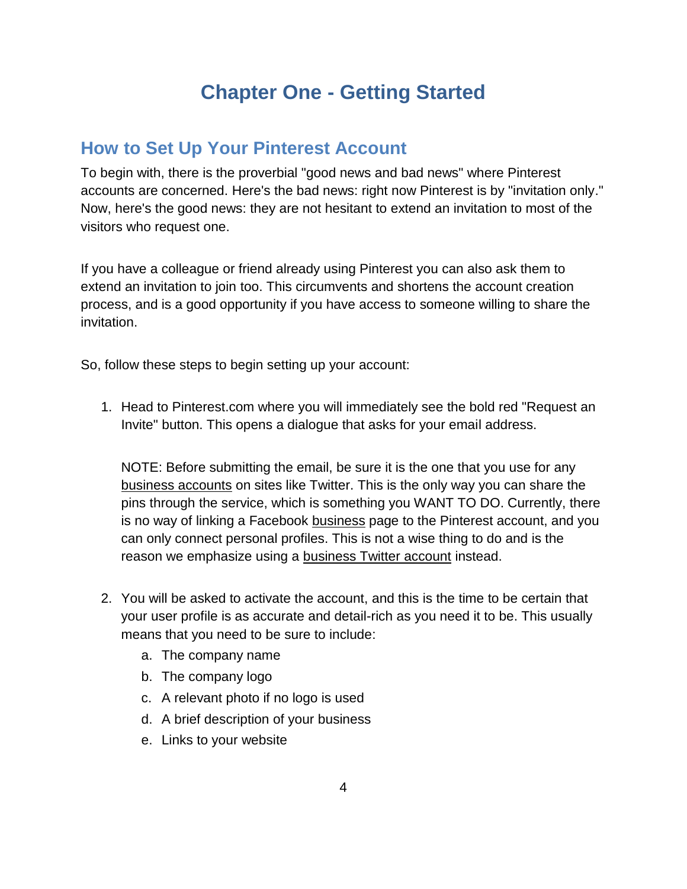# Chapter One - Getting Started

## How to Set Up Your Pinterest Account

To begin with, there is the proverbial "good news and bad news" where Pinterest accounts are concerned. Here's the bad news: right now Pinterest is by "invitation only." Now, here's the good news: they are not hesitant to extend an invitation to most of the visitors who request one.

If you have a colleague or friend already using Pinterest you can also ask them to extend an invitation to join too. This circumvents and shortens the account creation process, and is a good opportunity if you have access to someone willing to share the invitation.

So, follow these steps to begin setting up your account:

1. Head to Pinterest.com where you will immediately see the bold red "Request an Invite" button. This opens a dialogue that asks for your email address.

   NOTE: Before submitting the email, be sure it is the one that you use for any business accounts on sites like Twitter. This is the only way you can share the pins through the service, which is something you WANT TO DO. Currently, there is no way of linking a Facebook business page to the Pinterest account, and you can only connect personal profiles. This is not a wise thing to do and is the reason we emphasize using a business Twitter account instead.

2. You will be asked to activate the account, and this is the time to be certain that your user profile is as accurate and detail-rich as you need it to be. This usually means that you need to be sure to include:
   a. The company name
   b. The company logo
   c. A relevant photo if no logo is used
   d. A brief description of your business
   e. Links to your website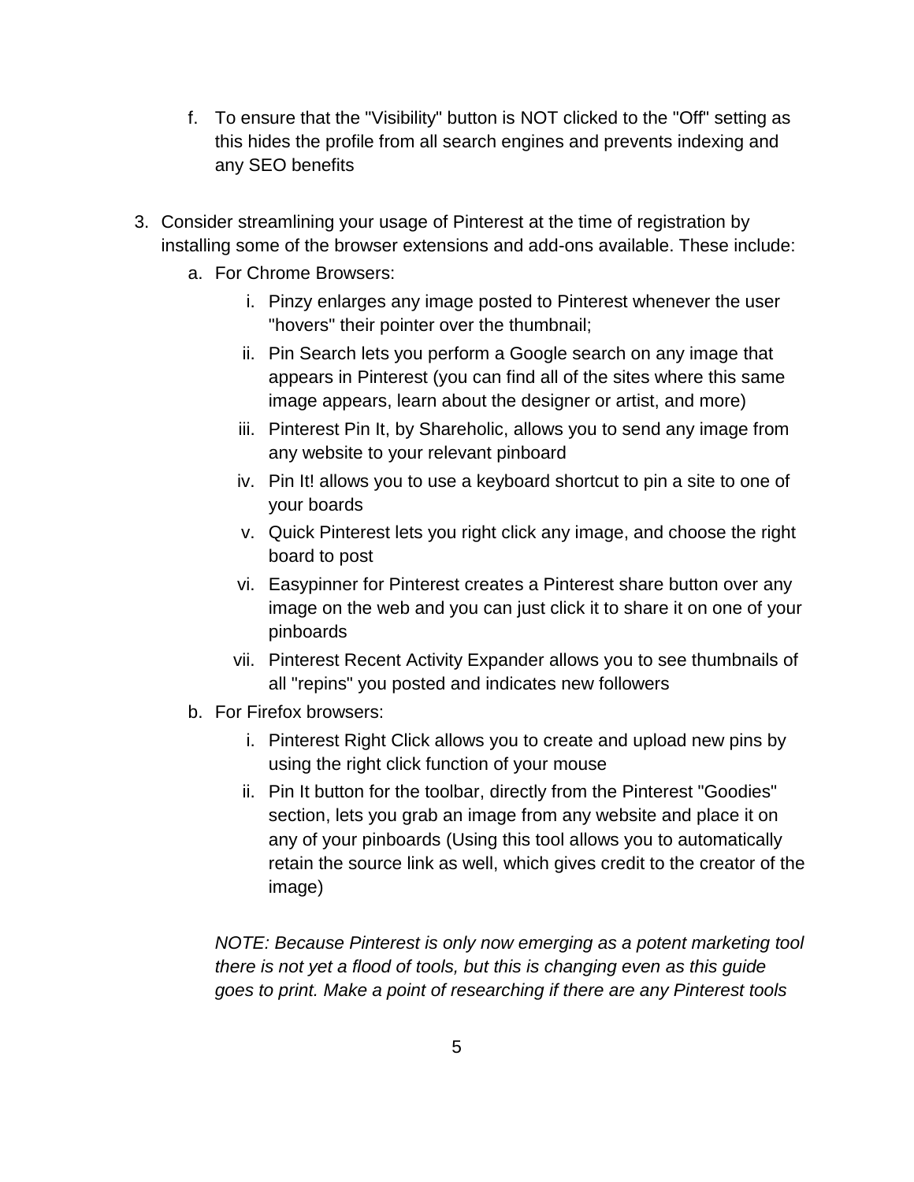f. To ensure that the "Visibility" button is NOT clicked to the "Off" setting as this hides the profile from all search engines and prevents indexing and any SEO benefits

3. Consider streamlining your usage of Pinterest at the time of registration by installing some of the browser extensions and add-ons available. These include:
   a. For Chrome Browsers:
      i. Pinzy enlarges any image posted to Pinterest whenever the user "hovers" their pointer over the thumbnail;
      ii. Pin Search lets you perform a Google search on any image that appears in Pinterest (you can find all of the sites where this same image appears, learn about the designer or artist, and more)
      iii. Pinterest Pin It, by Shareholic, allows you to send any image from any website to your relevant pinboard
      iv. Pin It! allows you to use a keyboard shortcut to pin a site to one of your boards
      v. Quick Pinterest lets you right click any image, and choose the right board to post
      vi. Easypinner for Pinterest creates a Pinterest share button over any image on the web and you can just click it to share it on one of your pinboards
      vii. Pinterest Recent Activity Expander allows you to see thumbnails of all "repins" you posted and indicates new followers
   b. For Firefox browsers:
      i. Pinterest Right Click allows you to create and upload new pins by using the right click function of your mouse
      ii. Pin It button for the toolbar, directly from the Pinterest "Goodies" section, lets you grab an image from any website and place it on any of your pinboards (Using this tool allows you to automatically retain the source link as well, which gives credit to the creator of the image)

   *NOTE: Because Pinterest is only now emerging as a potent marketing tool there is not yet a flood of tools, but this is changing even as this guide goes to print. Make a point of researching if there are any Pinterest tools*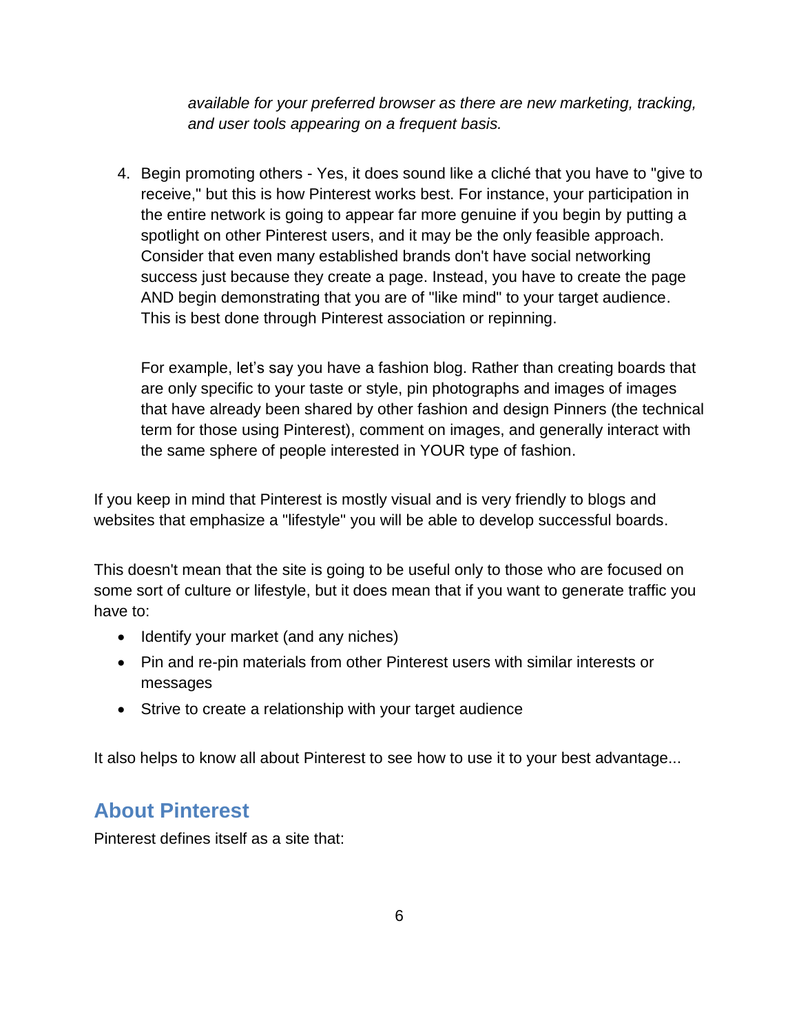*available for your preferred browser as there are new marketing, tracking, and user tools appearing on a frequent basis.*

4. Begin promoting others - Yes, it does sound like a cliché that you have to "give to receive," but this is how Pinterest works best. For instance, your participation in the entire network is going to appear far more genuine if you begin by putting a spotlight on other Pinterest users, and it may be the only feasible approach. Consider that even many established brands don't have social networking success just because they create a page. Instead, you have to create the page AND begin demonstrating that you are of "like mind" to your target audience. This is best done through Pinterest association or repinning.

   For example, let's say you have a fashion blog. Rather than creating boards that are only specific to your taste or style, pin photographs and images of images that have already been shared by other fashion and design Pinners (the technical term for those using Pinterest), comment on images, and generally interact with the same sphere of people interested in YOUR type of fashion.

If you keep in mind that Pinterest is mostly visual and is very friendly to blogs and websites that emphasize a "lifestyle" you will be able to develop successful boards.

This doesn't mean that the site is going to be useful only to those who are focused on some sort of culture or lifestyle, but it does mean that if you want to generate traffic you have to:

- Identify your market (and any niches)
- Pin and re-pin materials from other Pinterest users with similar interests or messages
- Strive to create a relationship with your target audience

It also helps to know all about Pinterest to see how to use it to your best advantage...

## About Pinterest

Pinterest defines itself as a site that: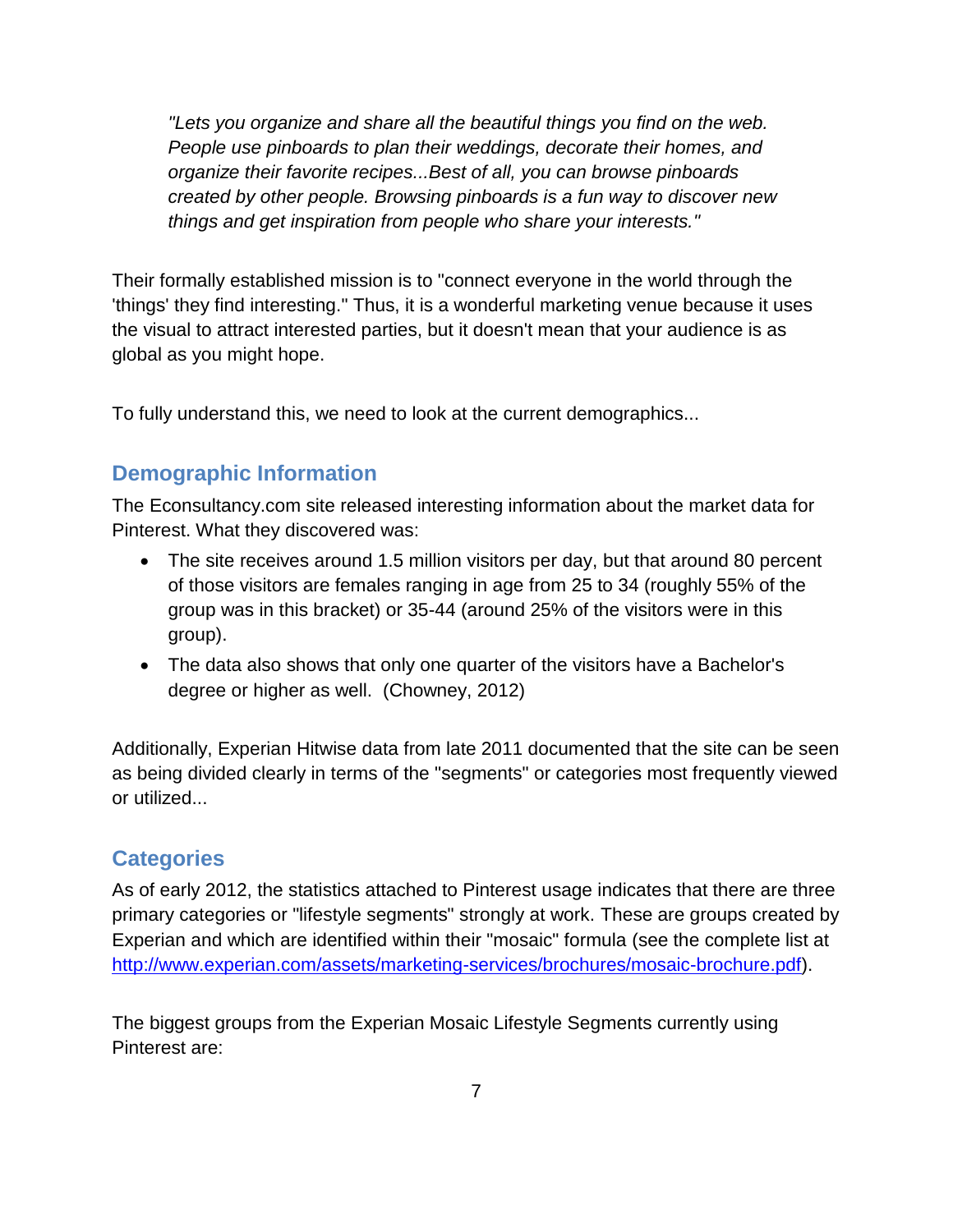> *"Lets you organize and share all the beautiful things you find on the web. People use pinboards to plan their weddings, decorate their homes, and organize their favorite recipes...Best of all, you can browse pinboards created by other people. Browsing pinboards is a fun way to discover new things and get inspiration from people who share your interests."*

Their formally established mission is to "connect everyone in the world through the 'things' they find interesting." Thus, it is a wonderful marketing venue because it uses the visual to attract interested parties, but it doesn't mean that your audience is as global as you might hope.

To fully understand this, we need to look at the current demographics...

## Demographic Information

The Econsultancy.com site released interesting information about the market data for Pinterest. What they discovered was:

- The site receives around 1.5 million visitors per day, but that around 80 percent of those visitors are females ranging in age from 25 to 34 (roughly 55% of the group was in this bracket) or 35-44 (around 25% of the visitors were in this group).
- The data also shows that only one quarter of the visitors have a Bachelor's degree or higher as well. (Chowney, 2012)

Additionally, Experian Hitwise data from late 2011 documented that the site can be seen as being divided clearly in terms of the "segments" or categories most frequently viewed or utilized...

## Categories

As of early 2012, the statistics attached to Pinterest usage indicates that there are three primary categories or "lifestyle segments" strongly at work. These are groups created by Experian and which are identified within their "mosaic" formula (see the complete list at [http://www.experian.com/assets/marketing-services/brochures/mosaic-brochure.pdf](http://www.experian.com/assets/marketing-services/brochures/mosaic-brochure.pdf)).

The biggest groups from the Experian Mosaic Lifestyle Segments currently using Pinterest are: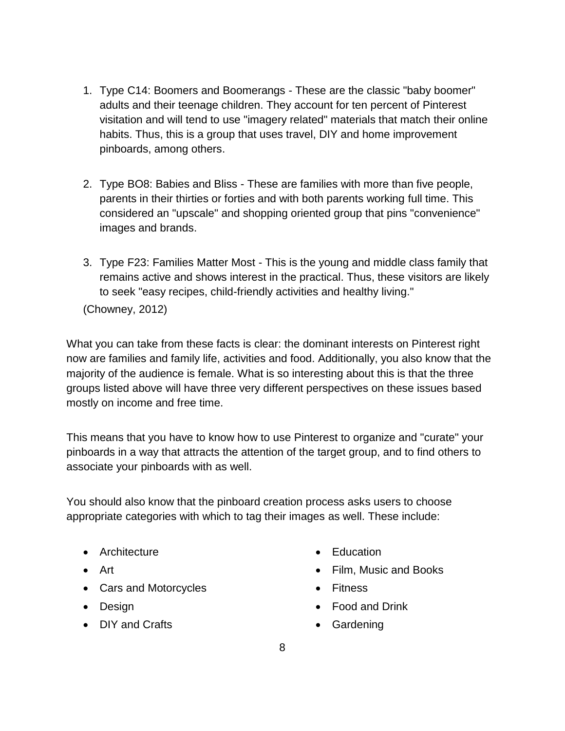1. Type C14: Boomers and Boomerangs - These are the classic "baby boomer" adults and their teenage children. They account for ten percent of Pinterest visitation and will tend to use "imagery related" materials that match their online habits. Thus, this is a group that uses travel, DIY and home improvement pinboards, among others.

2. Type BO8: Babies and Bliss - These are families with more than five people, parents in their thirties or forties and with both parents working full time. This considered an "upscale" and shopping oriented group that pins "convenience" images and brands.

3. Type F23: Families Matter Most - This is the young and middle class family that remains active and shows interest in the practical. Thus, these visitors are likely to seek "easy recipes, child-friendly activities and healthy living."

(Chowney, 2012)

What you can take from these facts is clear: the dominant interests on Pinterest right now are families and family life, activities and food. Additionally, you also know that the majority of the audience is female. What is so interesting about this is that the three groups listed above will have three very different perspectives on these issues based mostly on income and free time.

This means that you have to know how to use Pinterest to organize and "curate" your pinboards in a way that attracts the attention of the target group, and to find others to associate your pinboards with as well.

You should also know that the pinboard creation process asks users to choose appropriate categories with which to tag their images as well. These include:

- Architecture
- Art
- Cars and Motorcycles
- Design
- DIY and Crafts
- Education
- Film, Music and Books
- Fitness
- Food and Drink
- Gardening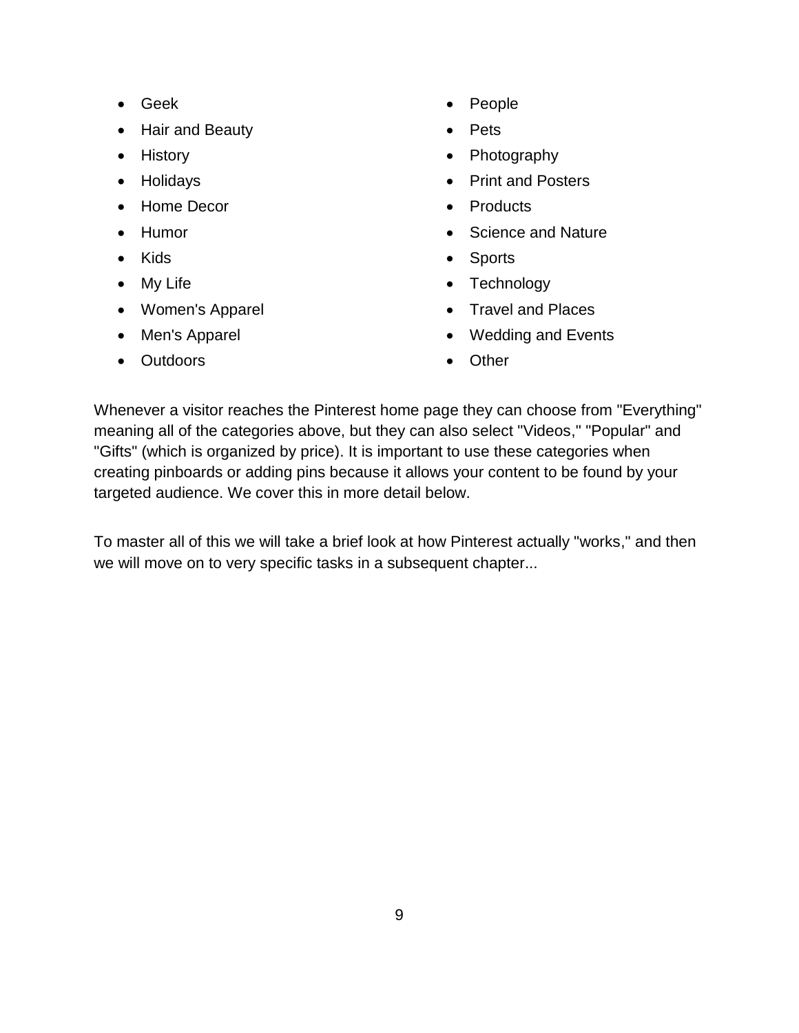- Geek
- Hair and Beauty
- History
- Holidays
- Home Decor
- Humor
- Kids
- My Life
- Women's Apparel
- Men's Apparel
- Outdoors
- People
- Pets
- Photography
- Print and Posters
- Products
- Science and Nature
- Sports
- Technology
- Travel and Places
- Wedding and Events
- Other

Whenever a visitor reaches the Pinterest home page they can choose from "Everything" meaning all of the categories above, but they can also select "Videos," "Popular" and "Gifts" (which is organized by price). It is important to use these categories when creating pinboards or adding pins because it allows your content to be found by your targeted audience. We cover this in more detail below.

To master all of this we will take a brief look at how Pinterest actually "works," and then we will move on to very specific tasks in a subsequent chapter...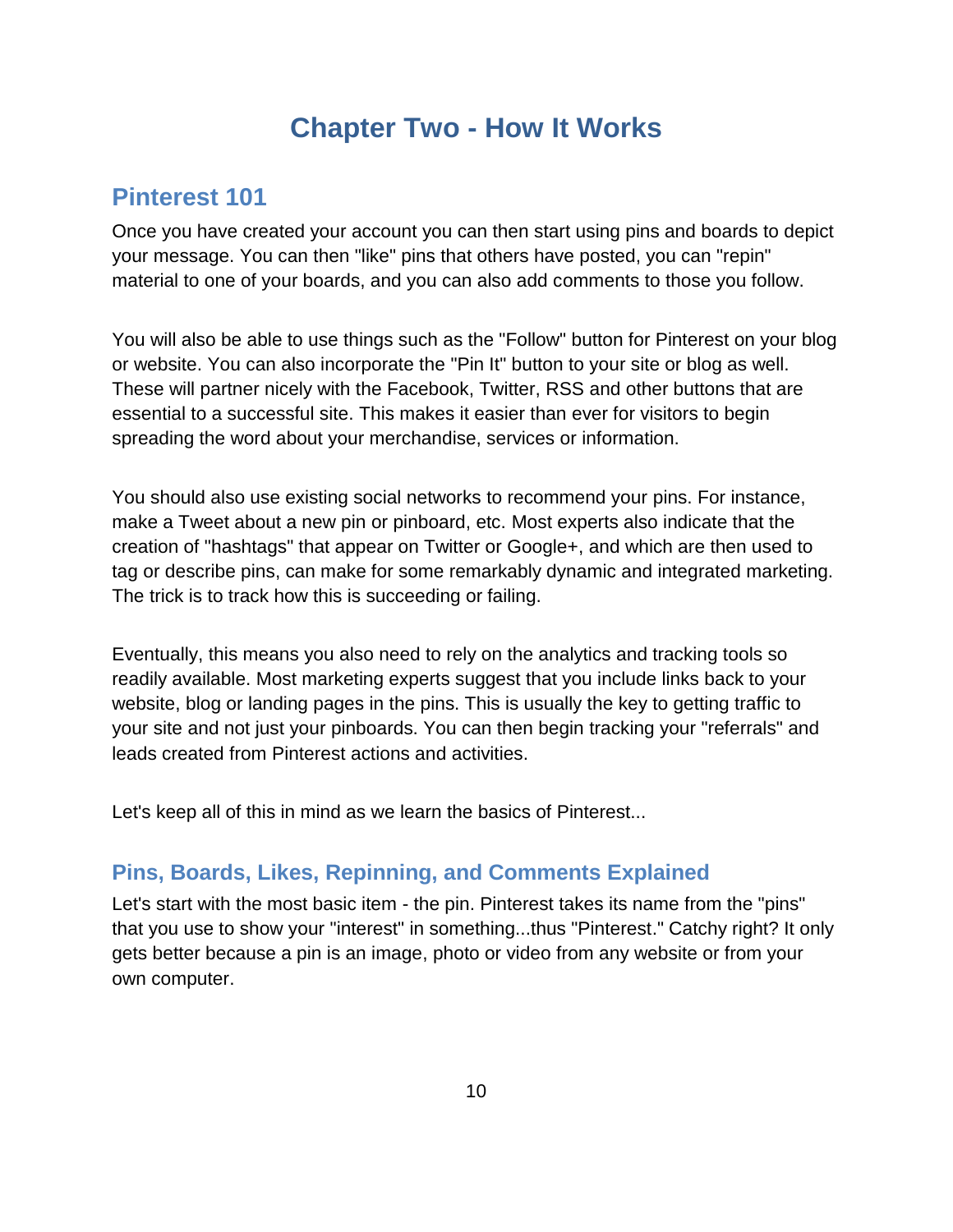# Chapter Two - How It Works

## Pinterest 101

Once you have created your account you can then start using pins and boards to depict your message. You can then "like" pins that others have posted, you can "repin" material to one of your boards, and you can also add comments to those you follow.

You will also be able to use things such as the "Follow" button for Pinterest on your blog or website. You can also incorporate the "Pin It" button to your site or blog as well. These will partner nicely with the Facebook, Twitter, RSS and other buttons that are essential to a successful site. This makes it easier than ever for visitors to begin spreading the word about your merchandise, services or information.

You should also use existing social networks to recommend your pins. For instance, make a Tweet about a new pin or pinboard, etc. Most experts also indicate that the creation of "hashtags" that appear on Twitter or Google+, and which are then used to tag or describe pins, can make for some remarkably dynamic and integrated marketing. The trick is to track how this is succeeding or failing.

Eventually, this means you also need to rely on the analytics and tracking tools so readily available. Most marketing experts suggest that you include links back to your website, blog or landing pages in the pins. This is usually the key to getting traffic to your site and not just your pinboards. You can then begin tracking your "referrals" and leads created from Pinterest actions and activities.

Let's keep all of this in mind as we learn the basics of Pinterest...

### Pins, Boards, Likes, Repinning, and Comments Explained

Let's start with the most basic item - the pin. Pinterest takes its name from the "pins" that you use to show your "interest" in something...thus "Pinterest." Catchy right? It only gets better because a pin is an image, photo or video from any website or from your own computer.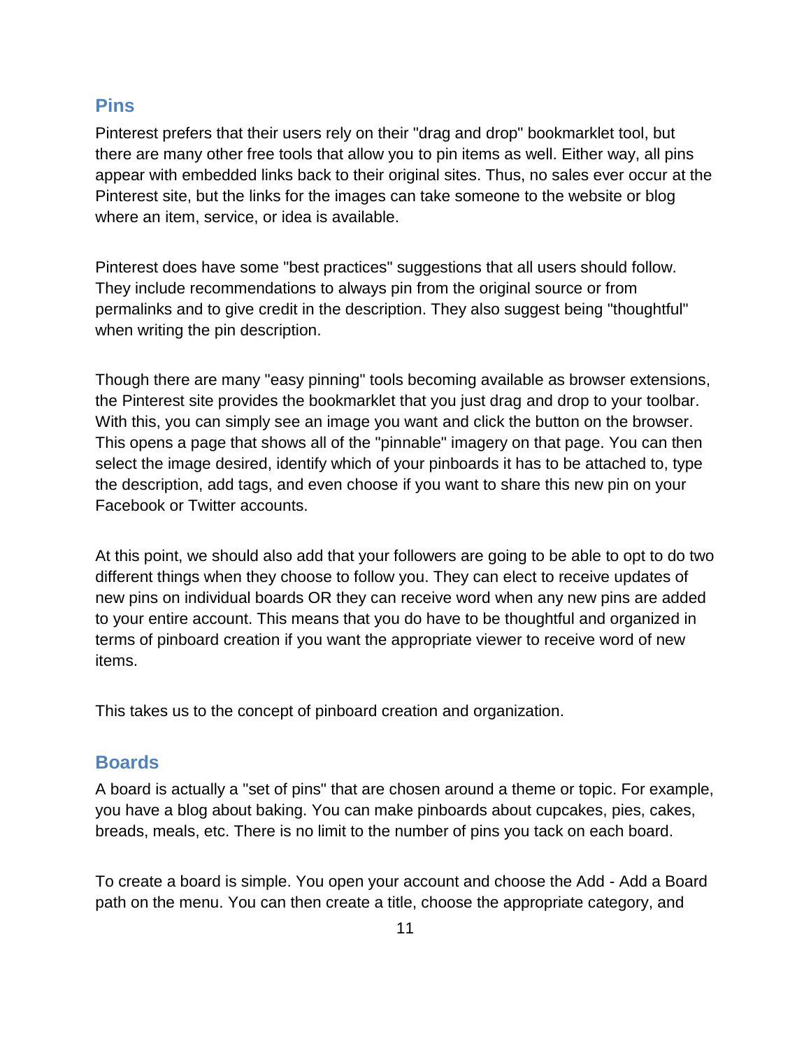## Pins

Pinterest prefers that their users rely on their "drag and drop" bookmarklet tool, but there are many other free tools that allow you to pin items as well. Either way, all pins appear with embedded links back to their original sites. Thus, no sales ever occur at the Pinterest site, but the links for the images can take someone to the website or blog where an item, service, or idea is available.

Pinterest does have some "best practices" suggestions that all users should follow. They include recommendations to always pin from the original source or from permalinks and to give credit in the description. They also suggest being "thoughtful" when writing the pin description.

Though there are many "easy pinning" tools becoming available as browser extensions, the Pinterest site provides the bookmarklet that you just drag and drop to your toolbar. With this, you can simply see an image you want and click the button on the browser. This opens a page that shows all of the "pinnable" imagery on that page. You can then select the image desired, identify which of your pinboards it has to be attached to, type the description, add tags, and even choose if you want to share this new pin on your Facebook or Twitter accounts.

At this point, we should also add that your followers are going to be able to opt to do two different things when they choose to follow you. They can elect to receive updates of new pins on individual boards OR they can receive word when any new pins are added to your entire account. This means that you do have to be thoughtful and organized in terms of pinboard creation if you want the appropriate viewer to receive word of new items.

This takes us to the concept of pinboard creation and organization.

## Boards

A board is actually a "set of pins" that are chosen around a theme or topic. For example, you have a blog about baking. You can make pinboards about cupcakes, pies, cakes, breads, meals, etc. There is no limit to the number of pins you tack on each board.

To create a board is simple. You open your account and choose the Add - Add a Board path on the menu. You can then create a title, choose the appropriate category, and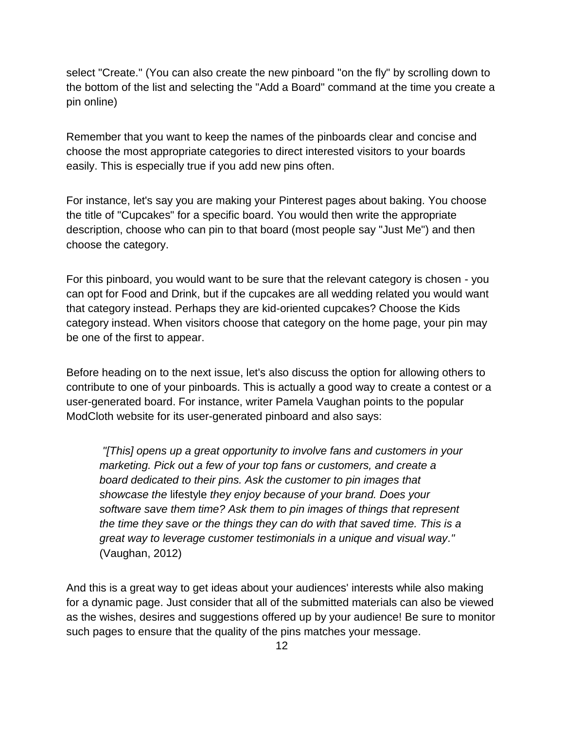select "Create." (You can also create the new pinboard "on the fly" by scrolling down to the bottom of the list and selecting the "Add a Board" command at the time you create a pin online)

Remember that you want to keep the names of the pinboards clear and concise and choose the most appropriate categories to direct interested visitors to your boards easily. This is especially true if you add new pins often.

For instance, let's say you are making your Pinterest pages about baking. You choose the title of "Cupcakes" for a specific board. You would then write the appropriate description, choose who can pin to that board (most people say "Just Me") and then choose the category.

For this pinboard, you would want to be sure that the relevant category is chosen - you can opt for Food and Drink, but if the cupcakes are all wedding related you would want that category instead. Perhaps they are kid-oriented cupcakes? Choose the Kids category instead. When visitors choose that category on the home page, your pin may be one of the first to appear.

Before heading on to the next issue, let's also discuss the option for allowing others to contribute to one of your pinboards. This is actually a good way to create a contest or a user-generated board. For instance, writer Pamela Vaughan points to the popular ModCloth website for its user-generated pinboard and also says:

> *"[This] opens up a great opportunity to involve fans and customers in your marketing. Pick out a few of your top fans or customers, and create a board dedicated to their pins. Ask the customer to pin images that showcase the* lifestyle *they enjoy because of your brand. Does your software save them time? Ask them to pin images of things that represent the time they save or the things they can do with that saved time. This is a great way to leverage customer testimonials in a unique and visual way."* (Vaughan, 2012)

And this is a great way to get ideas about your audiences' interests while also making for a dynamic page. Just consider that all of the submitted materials can also be viewed as the wishes, desires and suggestions offered up by your audience! Be sure to monitor such pages to ensure that the quality of the pins matches your message.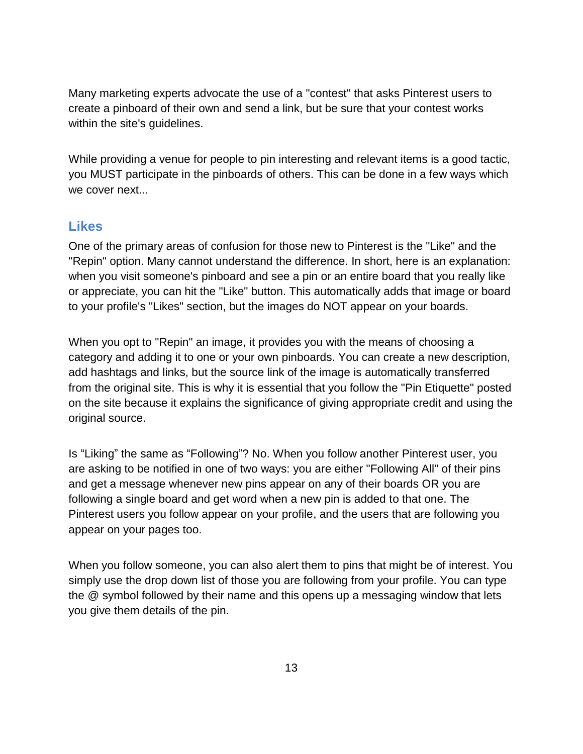Many marketing experts advocate the use of a "contest" that asks Pinterest users to create a pinboard of their own and send a link, but be sure that your contest works within the site's guidelines.

While providing a venue for people to pin interesting and relevant items is a good tactic, you MUST participate in the pinboards of others. This can be done in a few ways which we cover next...

## Likes

One of the primary areas of confusion for those new to Pinterest is the "Like" and the "Repin" option. Many cannot understand the difference. In short, here is an explanation: when you visit someone's pinboard and see a pin or an entire board that you really like or appreciate, you can hit the "Like" button. This automatically adds that image or board to your profile's "Likes" section, but the images do NOT appear on your boards.

When you opt to "Repin" an image, it provides you with the means of choosing a category and adding it to one or your own pinboards. You can create a new description, add hashtags and links, but the source link of the image is automatically transferred from the original site. This is why it is essential that you follow the "Pin Etiquette" posted on the site because it explains the significance of giving appropriate credit and using the original source.

Is “Liking” the same as “Following”? No. When you follow another Pinterest user, you are asking to be notified in one of two ways: you are either "Following All" of their pins and get a message whenever new pins appear on any of their boards OR you are following a single board and get word when a new pin is added to that one. The Pinterest users you follow appear on your profile, and the users that are following you appear on your pages too.

When you follow someone, you can also alert them to pins that might be of interest. You simply use the drop down list of those you are following from your profile. You can type the @ symbol followed by their name and this opens up a messaging window that lets you give them details of the pin.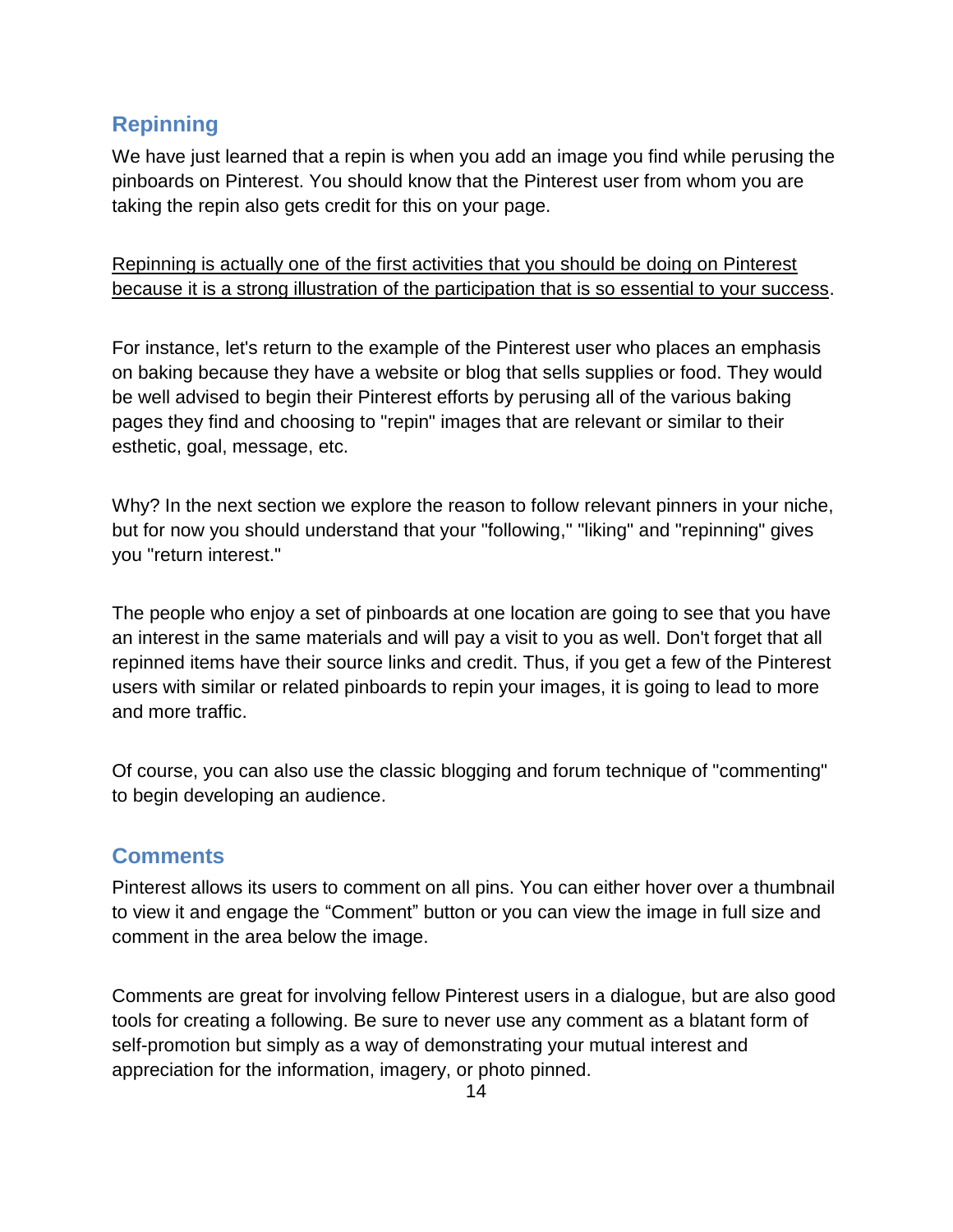## Repinning

We have just learned that a repin is when you add an image you find while perusing the pinboards on Pinterest. You should know that the Pinterest user from whom you are taking the repin also gets credit for this on your page.

<u>Repinning is actually one of the first activities that you should be doing on Pinterest because it is a strong illustration of the participation that is so essential to your success</u>.

For instance, let's return to the example of the Pinterest user who places an emphasis on baking because they have a website or blog that sells supplies or food. They would be well advised to begin their Pinterest efforts by perusing all of the various baking pages they find and choosing to "repin" images that are relevant or similar to their esthetic, goal, message, etc.

Why? In the next section we explore the reason to follow relevant pinners in your niche, but for now you should understand that your "following," "liking" and "repinning" gives you "return interest."

The people who enjoy a set of pinboards at one location are going to see that you have an interest in the same materials and will pay a visit to you as well. Don't forget that all repinned items have their source links and credit. Thus, if you get a few of the Pinterest users with similar or related pinboards to repin your images, it is going to lead to more and more traffic.

Of course, you can also use the classic blogging and forum technique of "commenting" to begin developing an audience.

## Comments

Pinterest allows its users to comment on all pins. You can either hover over a thumbnail to view it and engage the “Comment” button or you can view the image in full size and comment in the area below the image.

Comments are great for involving fellow Pinterest users in a dialogue, but are also good tools for creating a following. Be sure to never use any comment as a blatant form of self-promotion but simply as a way of demonstrating your mutual interest and appreciation for the information, imagery, or photo pinned.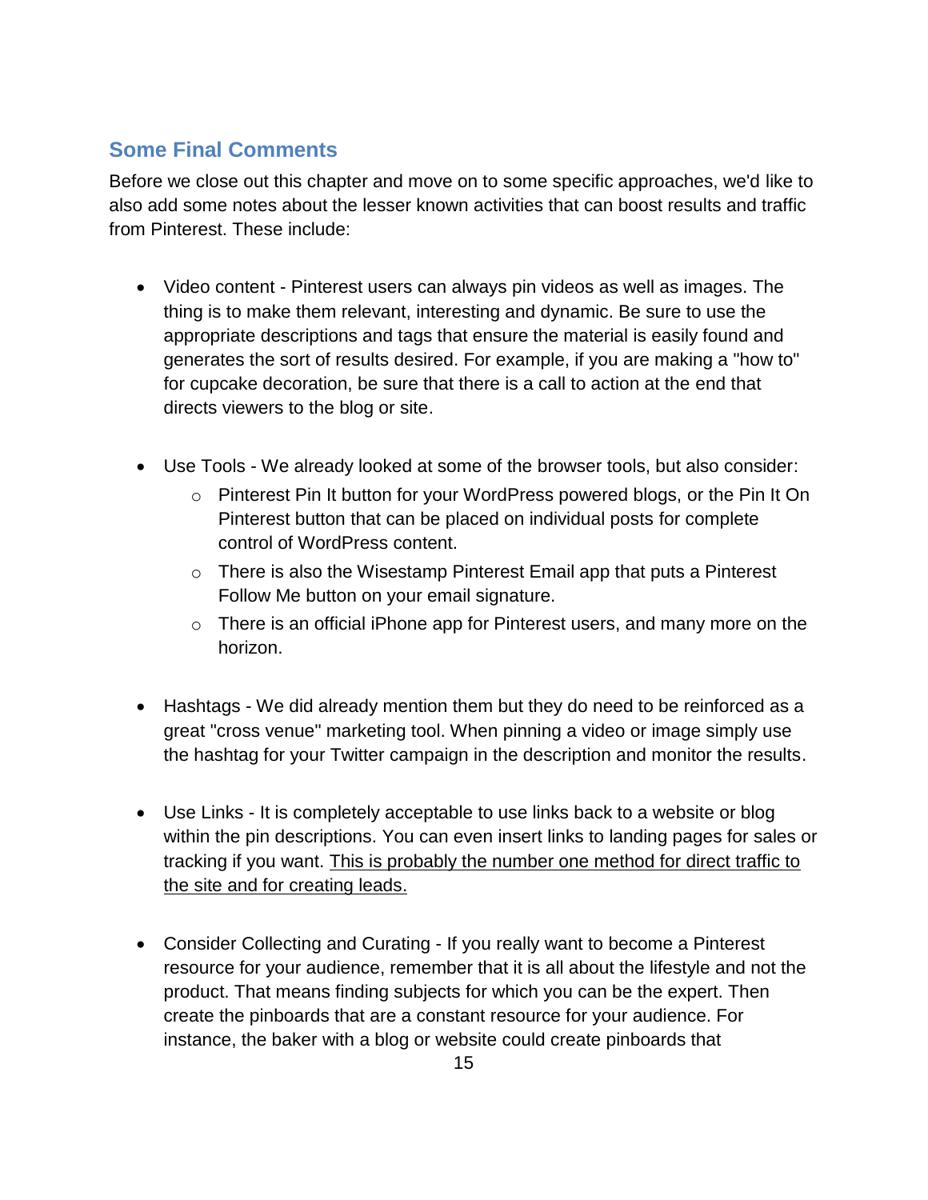## Some Final Comments

Before we close out this chapter and move on to some specific approaches, we'd like to also add some notes about the lesser known activities that can boost results and traffic from Pinterest. These include:

- Video content - Pinterest users can always pin videos as well as images. The thing is to make them relevant, interesting and dynamic. Be sure to use the appropriate descriptions and tags that ensure the material is easily found and generates the sort of results desired. For example, if you are making a "how to" for cupcake decoration, be sure that there is a call to action at the end that directs viewers to the blog or site.

- Use Tools - We already looked at some of the browser tools, but also consider:
  - Pinterest Pin It button for your WordPress powered blogs, or the Pin It On Pinterest button that can be placed on individual posts for complete control of WordPress content.
  - There is also the Wisestamp Pinterest Email app that puts a Pinterest Follow Me button on your email signature.
  - There is an official iPhone app for Pinterest users, and many more on the horizon.

- Hashtags - We did already mention them but they do need to be reinforced as a great "cross venue" marketing tool. When pinning a video or image simply use the hashtag for your Twitter campaign in the description and monitor the results.

- Use Links - It is completely acceptable to use links back to a website or blog within the pin descriptions. You can even insert links to landing pages for sales or tracking if you want. <u>This is probably the number one method for direct traffic to the site and for creating leads.</u>

- Consider Collecting and Curating - If you really want to become a Pinterest resource for your audience, remember that it is all about the lifestyle and not the product. That means finding subjects for which you can be the expert. Then create the pinboards that are a constant resource for your audience. For instance, the baker with a blog or website could create pinboards that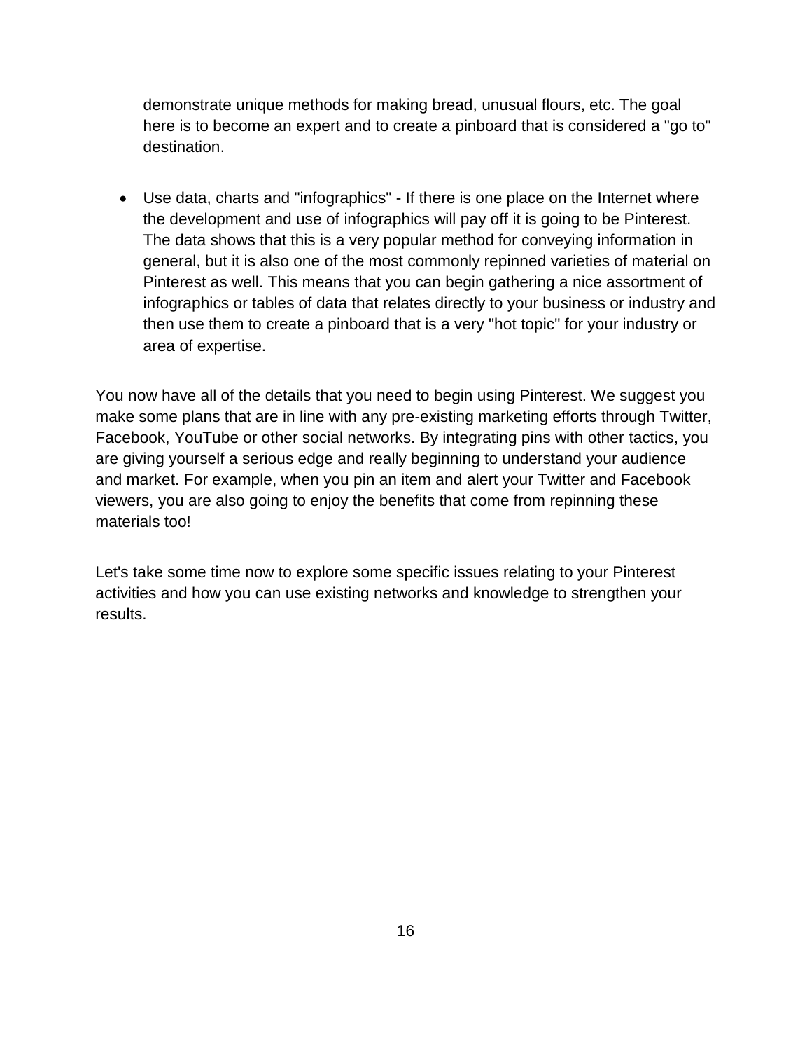demonstrate unique methods for making bread, unusual flours, etc. The goal here is to become an expert and to create a pinboard that is considered a "go to" destination.

- Use data, charts and "infographics" - If there is one place on the Internet where the development and use of infographics will pay off it is going to be Pinterest. The data shows that this is a very popular method for conveying information in general, but it is also one of the most commonly repinned varieties of material on Pinterest as well. This means that you can begin gathering a nice assortment of infographics or tables of data that relates directly to your business or industry and then use them to create a pinboard that is a very "hot topic" for your industry or area of expertise.

You now have all of the details that you need to begin using Pinterest. We suggest you make some plans that are in line with any pre-existing marketing efforts through Twitter, Facebook, YouTube or other social networks. By integrating pins with other tactics, you are giving yourself a serious edge and really beginning to understand your audience and market. For example, when you pin an item and alert your Twitter and Facebook viewers, you are also going to enjoy the benefits that come from repinning these materials too!

Let's take some time now to explore some specific issues relating to your Pinterest activities and how you can use existing networks and knowledge to strengthen your results.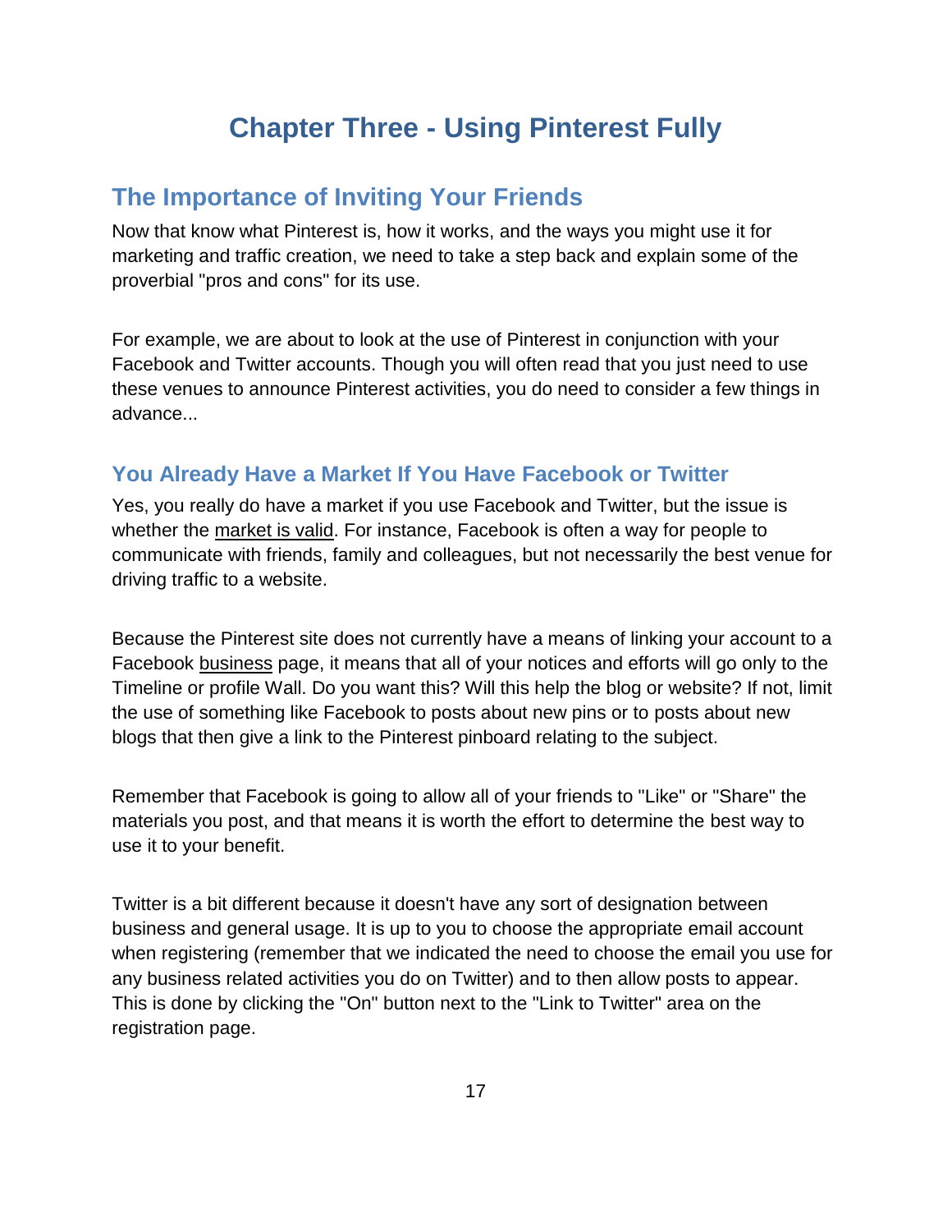# Chapter Three - Using Pinterest Fully

## The Importance of Inviting Your Friends

Now that know what Pinterest is, how it works, and the ways you might use it for marketing and traffic creation, we need to take a step back and explain some of the proverbial "pros and cons" for its use.

For example, we are about to look at the use of Pinterest in conjunction with your Facebook and Twitter accounts. Though you will often read that you just need to use these venues to announce Pinterest activities, you do need to consider a few things in advance...

### You Already Have a Market If You Have Facebook or Twitter

Yes, you really do have a market if you use Facebook and Twitter, but the issue is whether the market is valid. For instance, Facebook is often a way for people to communicate with friends, family and colleagues, but not necessarily the best venue for driving traffic to a website.

Because the Pinterest site does not currently have a means of linking your account to a Facebook business page, it means that all of your notices and efforts will go only to the Timeline or profile Wall. Do you want this? Will this help the blog or website? If not, limit the use of something like Facebook to posts about new pins or to posts about new blogs that then give a link to the Pinterest pinboard relating to the subject.

Remember that Facebook is going to allow all of your friends to "Like" or "Share" the materials you post, and that means it is worth the effort to determine the best way to use it to your benefit.

Twitter is a bit different because it doesn't have any sort of designation between business and general usage. It is up to you to choose the appropriate email account when registering (remember that we indicated the need to choose the email you use for any business related activities you do on Twitter) and to then allow posts to appear. This is done by clicking the "On" button next to the "Link to Twitter" area on the registration page.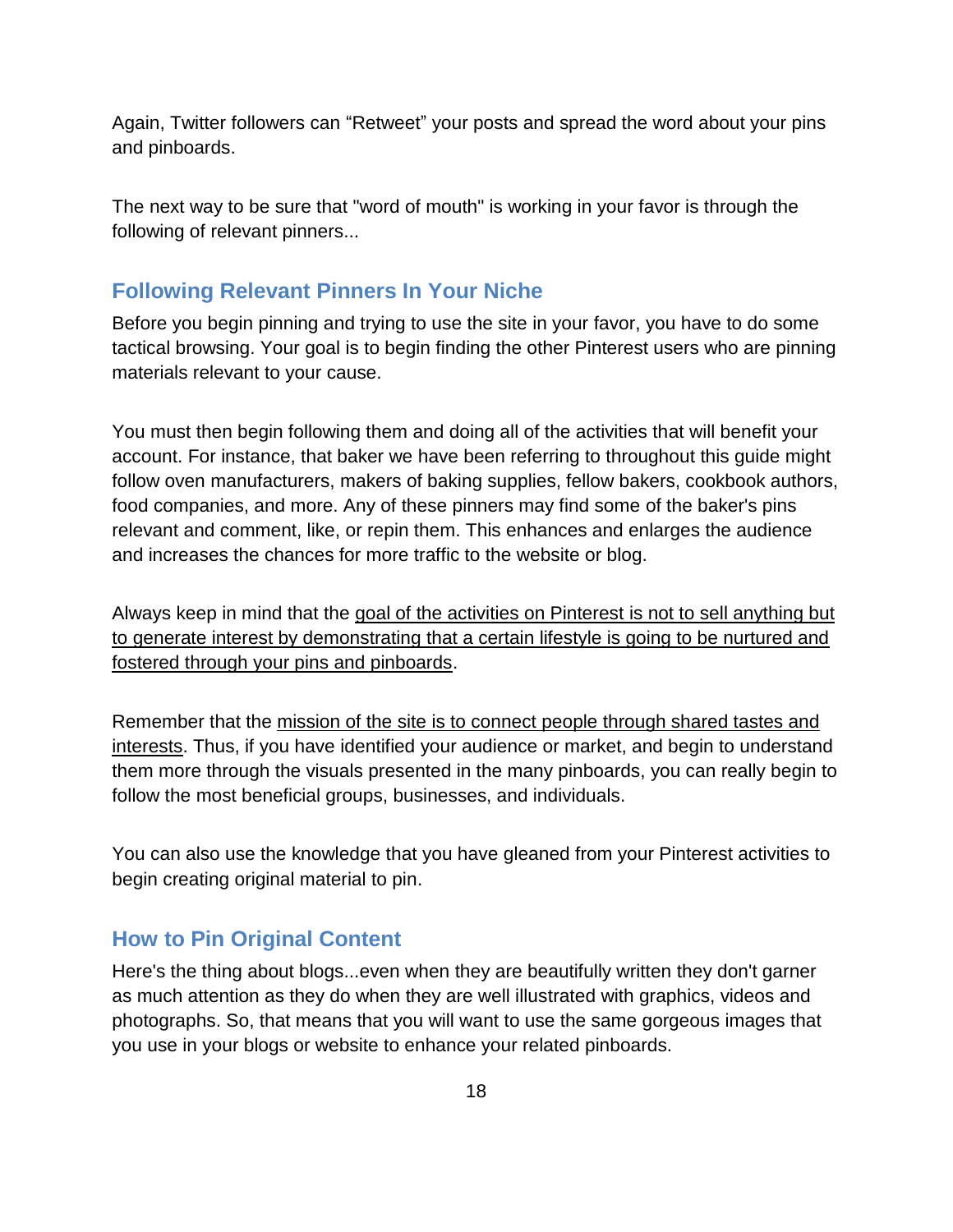Again, Twitter followers can "Retweet" your posts and spread the word about your pins and pinboards.

The next way to be sure that "word of mouth" is working in your favor is through the following of relevant pinners...

## Following Relevant Pinners In Your Niche

Before you begin pinning and trying to use the site in your favor, you have to do some tactical browsing. Your goal is to begin finding the other Pinterest users who are pinning materials relevant to your cause.

You must then begin following them and doing all of the activities that will benefit your account. For instance, that baker we have been referring to throughout this guide might follow oven manufacturers, makers of baking supplies, fellow bakers, cookbook authors, food companies, and more. Any of these pinners may find some of the baker's pins relevant and comment, like, or repin them. This enhances and enlarges the audience and increases the chances for more traffic to the website or blog.

Always keep in mind that the goal of the activities on Pinterest is not to sell anything but to generate interest by demonstrating that a certain lifestyle is going to be nurtured and fostered through your pins and pinboards.

Remember that the mission of the site is to connect people through shared tastes and interests. Thus, if you have identified your audience or market, and begin to understand them more through the visuals presented in the many pinboards, you can really begin to follow the most beneficial groups, businesses, and individuals.

You can also use the knowledge that you have gleaned from your Pinterest activities to begin creating original material to pin.

## How to Pin Original Content

Here's the thing about blogs...even when they are beautifully written they don't garner as much attention as they do when they are well illustrated with graphics, videos and photographs. So, that means that you will want to use the same gorgeous images that you use in your blogs or website to enhance your related pinboards.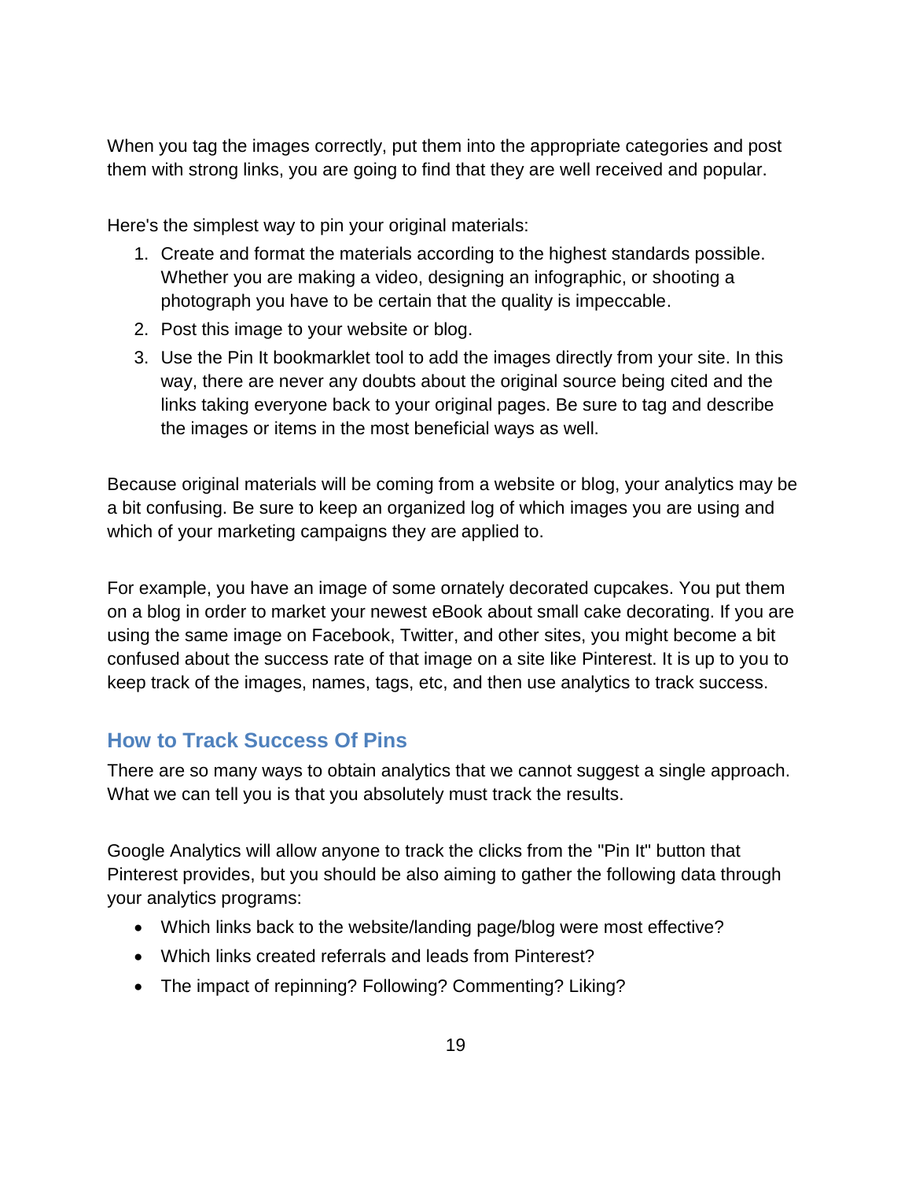When you tag the images correctly, put them into the appropriate categories and post them with strong links, you are going to find that they are well received and popular.

Here's the simplest way to pin your original materials:

1. Create and format the materials according to the highest standards possible. Whether you are making a video, designing an infographic, or shooting a photograph you have to be certain that the quality is impeccable.
2. Post this image to your website or blog.
3. Use the Pin It bookmarklet tool to add the images directly from your site. In this way, there are never any doubts about the original source being cited and the links taking everyone back to your original pages. Be sure to tag and describe the images or items in the most beneficial ways as well.

Because original materials will be coming from a website or blog, your analytics may be a bit confusing. Be sure to keep an organized log of which images you are using and which of your marketing campaigns they are applied to.

For example, you have an image of some ornately decorated cupcakes. You put them on a blog in order to market your newest eBook about small cake decorating. If you are using the same image on Facebook, Twitter, and other sites, you might become a bit confused about the success rate of that image on a site like Pinterest. It is up to you to keep track of the images, names, tags, etc, and then use analytics to track success.

## How to Track Success Of Pins

There are so many ways to obtain analytics that we cannot suggest a single approach. What we can tell you is that you absolutely must track the results.

Google Analytics will allow anyone to track the clicks from the "Pin It" button that Pinterest provides, but you should be also aiming to gather the following data through your analytics programs:

- Which links back to the website/landing page/blog were most effective?
- Which links created referrals and leads from Pinterest?
- The impact of repinning? Following? Commenting? Liking?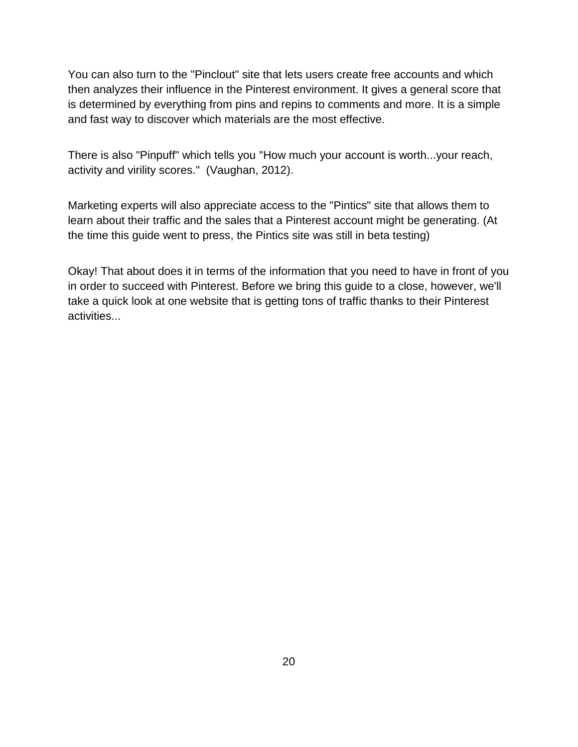You can also turn to the "Pinclout" site that lets users create free accounts and which then analyzes their influence in the Pinterest environment. It gives a general score that is determined by everything from pins and repins to comments and more. It is a simple and fast way to discover which materials are the most effective.

There is also "Pinpuff" which tells you "How much your account is worth...your reach, activity and virility scores." (Vaughan, 2012).

Marketing experts will also appreciate access to the "Pintics" site that allows them to learn about their traffic and the sales that a Pinterest account might be generating. (At the time this guide went to press, the Pintics site was still in beta testing)

Okay! That about does it in terms of the information that you need to have in front of you in order to succeed with Pinterest. Before we bring this guide to a close, however, we'll take a quick look at one website that is getting tons of traffic thanks to their Pinterest activities...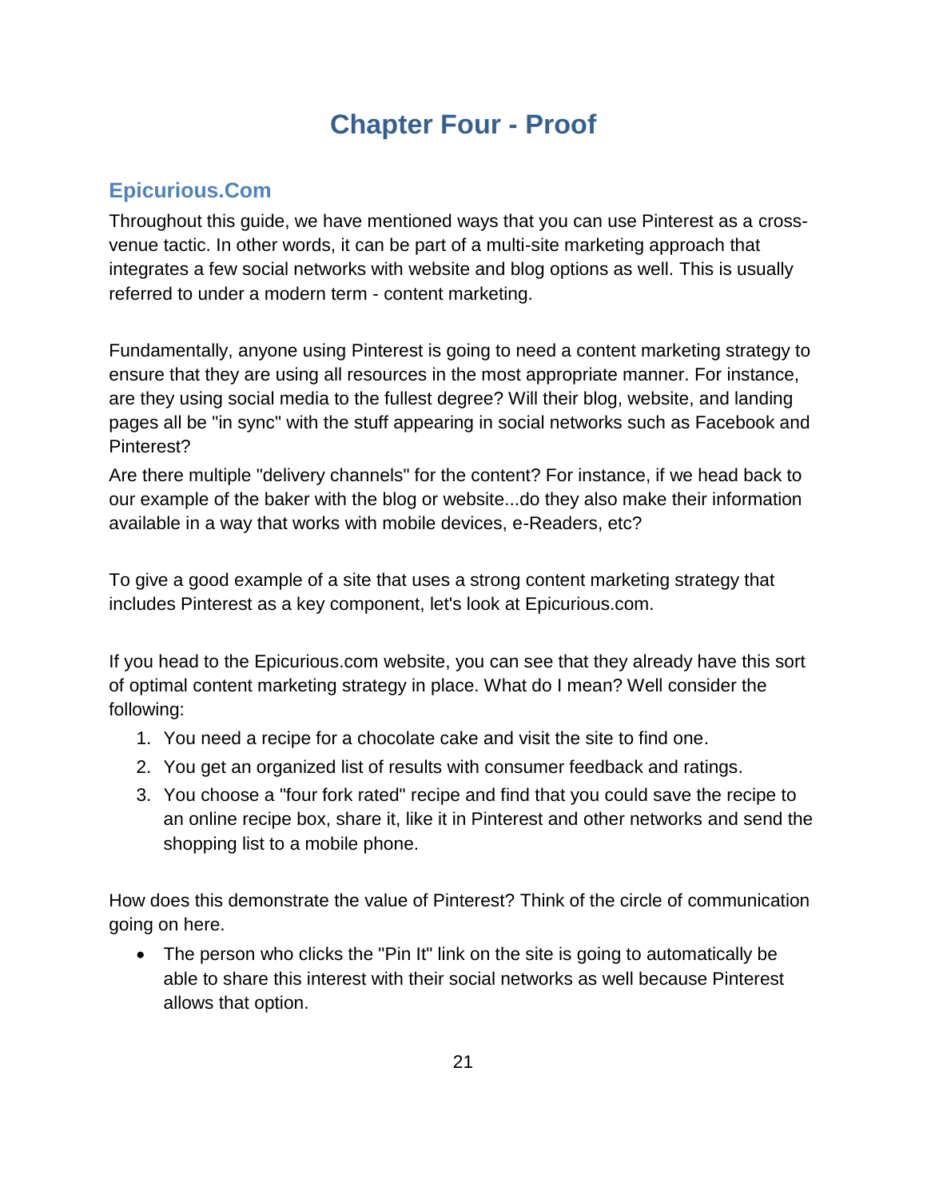# Chapter Four - Proof

## Epicurious.Com

Throughout this guide, we have mentioned ways that you can use Pinterest as a cross-venue tactic. In other words, it can be part of a multi-site marketing approach that integrates a few social networks with website and blog options as well. This is usually referred to under a modern term - content marketing.

Fundamentally, anyone using Pinterest is going to need a content marketing strategy to ensure that they are using all resources in the most appropriate manner. For instance, are they using social media to the fullest degree? Will their blog, website, and landing pages all be "in sync" with the stuff appearing in social networks such as Facebook and Pinterest?

Are there multiple "delivery channels" for the content? For instance, if we head back to our example of the baker with the blog or website...do they also make their information available in a way that works with mobile devices, e-Readers, etc?

To give a good example of a site that uses a strong content marketing strategy that includes Pinterest as a key component, let's look at Epicurious.com.

If you head to the Epicurious.com website, you can see that they already have this sort of optimal content marketing strategy in place. What do I mean? Well consider the following:

1. You need a recipe for a chocolate cake and visit the site to find one.
2. You get an organized list of results with consumer feedback and ratings.
3. You choose a "four fork rated" recipe and find that you could save the recipe to an online recipe box, share it, like it in Pinterest and other networks and send the shopping list to a mobile phone.

How does this demonstrate the value of Pinterest? Think of the circle of communication going on here.

- The person who clicks the "Pin It" link on the site is going to automatically be able to share this interest with their social networks as well because Pinterest allows that option.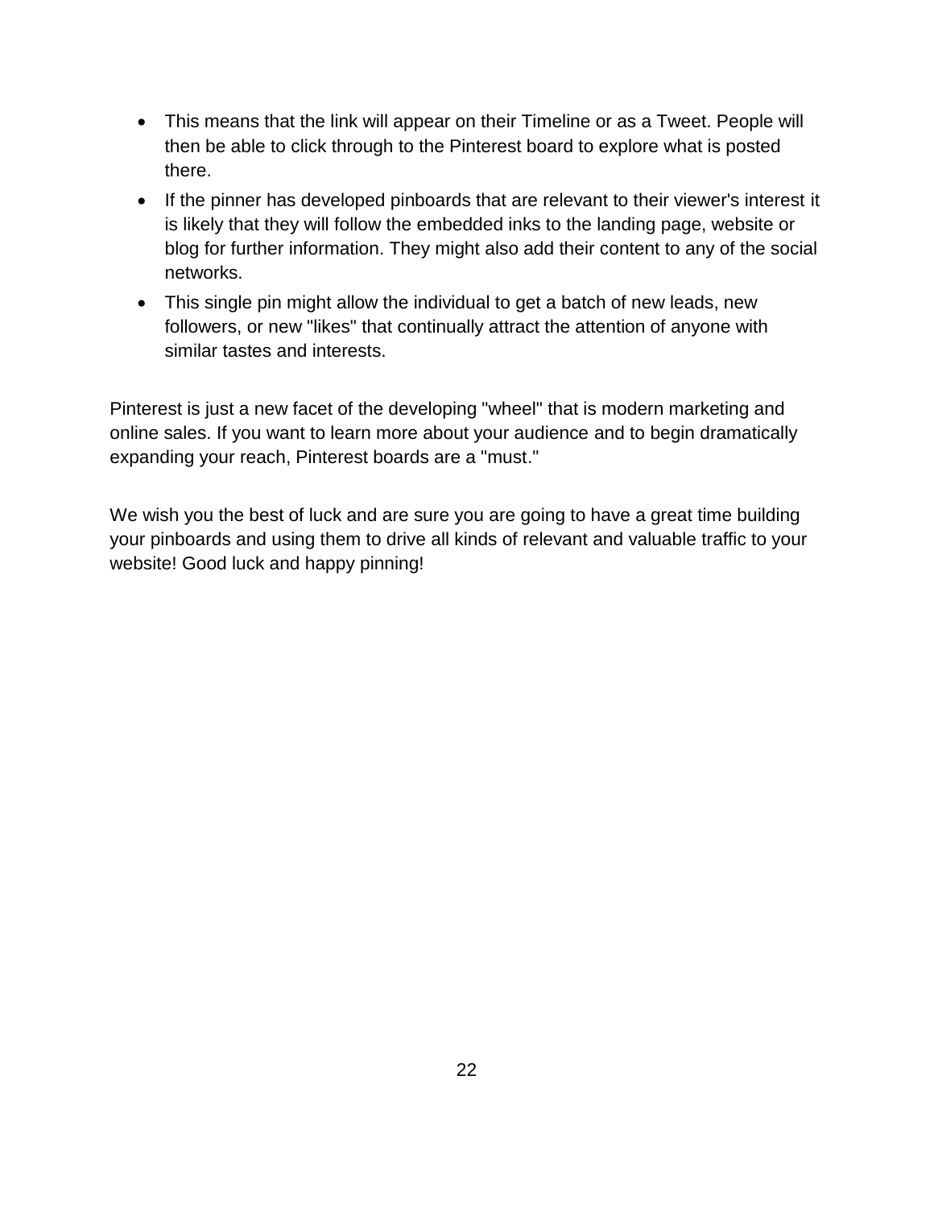- This means that the link will appear on their Timeline or as a Tweet. People will then be able to click through to the Pinterest board to explore what is posted there.
- If the pinner has developed pinboards that are relevant to their viewer's interest it is likely that they will follow the embedded inks to the landing page, website or blog for further information. They might also add their content to any of the social networks.
- This single pin might allow the individual to get a batch of new leads, new followers, or new "likes" that continually attract the attention of anyone with similar tastes and interests.

Pinterest is just a new facet of the developing "wheel" that is modern marketing and online sales. If you want to learn more about your audience and to begin dramatically expanding your reach, Pinterest boards are a "must."

We wish you the best of luck and are sure you are going to have a great time building your pinboards and using them to drive all kinds of relevant and valuable traffic to your website! Good luck and happy pinning!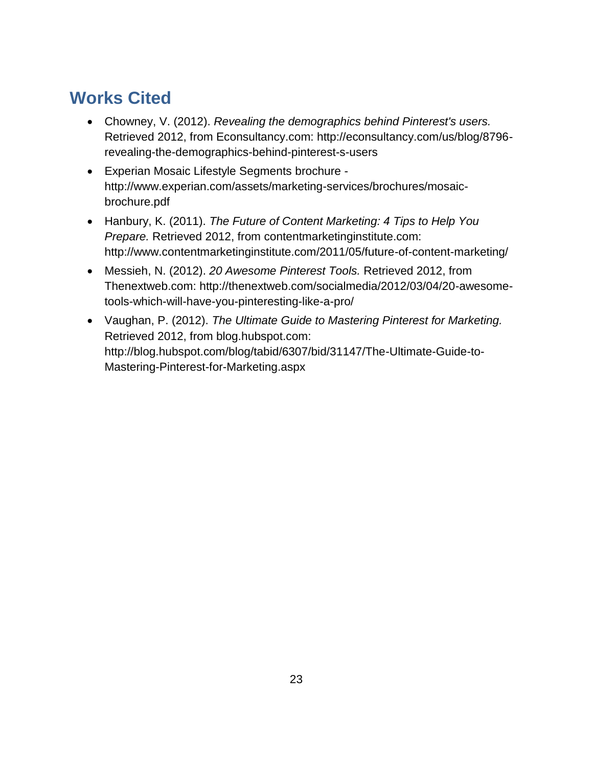## Works Cited

- Chowney, V. (2012). *Revealing the demographics behind Pinterest's users.* Retrieved 2012, from Econsultancy.com: http://econsultancy.com/us/blog/8796-revealing-the-demographics-behind-pinterest-s-users
- Experian Mosaic Lifestyle Segments brochure - http://www.experian.com/assets/marketing-services/brochures/mosaic-brochure.pdf
- Hanbury, K. (2011). *The Future of Content Marketing: 4 Tips to Help You Prepare.* Retrieved 2012, from contentmarketinginstitute.com: http://www.contentmarketinginstitute.com/2011/05/future-of-content-marketing/
- Messieh, N. (2012). *20 Awesome Pinterest Tools.* Retrieved 2012, from Thenextweb.com: http://thenextweb.com/socialmedia/2012/03/04/20-awesome-tools-which-will-have-you-pinteresting-like-a-pro/
- Vaughan, P. (2012). *The Ultimate Guide to Mastering Pinterest for Marketing.* Retrieved 2012, from blog.hubspot.com: http://blog.hubspot.com/blog/tabid/6307/bid/31147/The-Ultimate-Guide-to-Mastering-Pinterest-for-Marketing.aspx